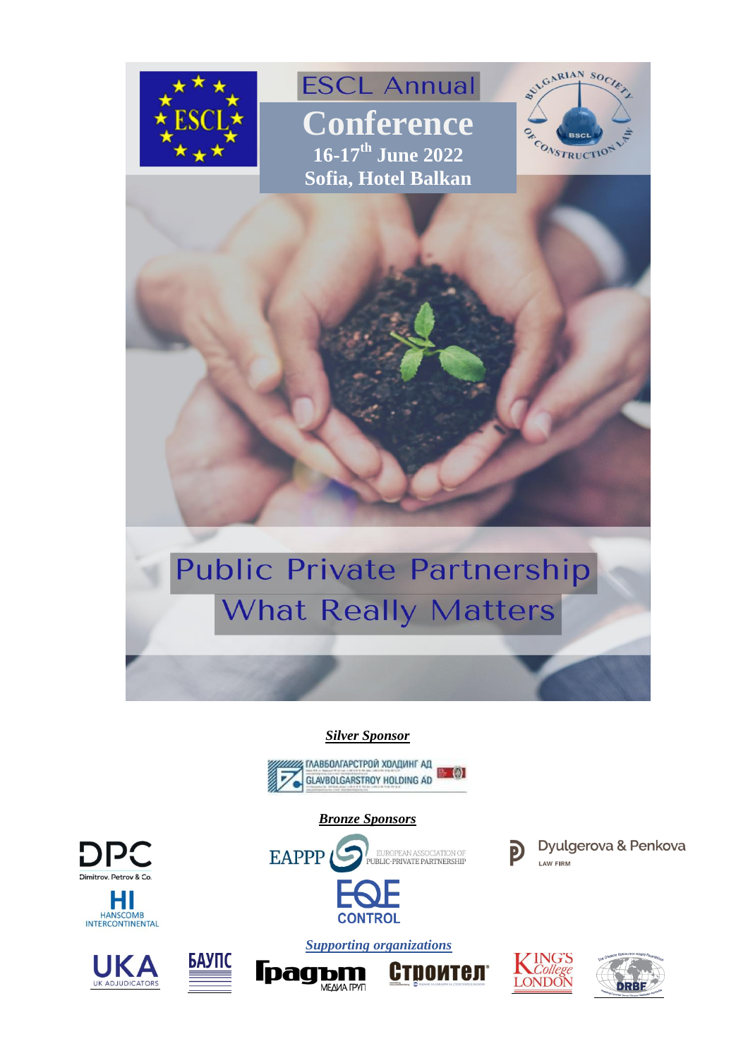# ESCL Annual Conference

**16-17th June 2022**

**Sofia, Hotel Balkan**

BULGARIAN SOCIETY OF CONSTRUCTION LAW

BSCL

## Public Private Partnership What Really Matters

***Silver Sponsor***

ГЛАВБОЛГАРСТРОЙ ХОЛДИНГ АД
GLAVBOLGARSTROY HOLDING AD

***Bronze Sponsors***

EAPPP EUROPEAN ASSOCIATION OF PUBLIC-PRIVATE PARTNERSHIP

EQE CONTROL

Dyulgerova & Penkova LAW FIRM

DPC Dimitrov, Petrov & Co.

HI HANSCOMB INTERCONTINENTAL

***Supporting organizations***

UKA UK ADJUDICATORS

БАУПС

Градът МЕДИА ГРУП

Строител

KING'S College LONDON

DRBF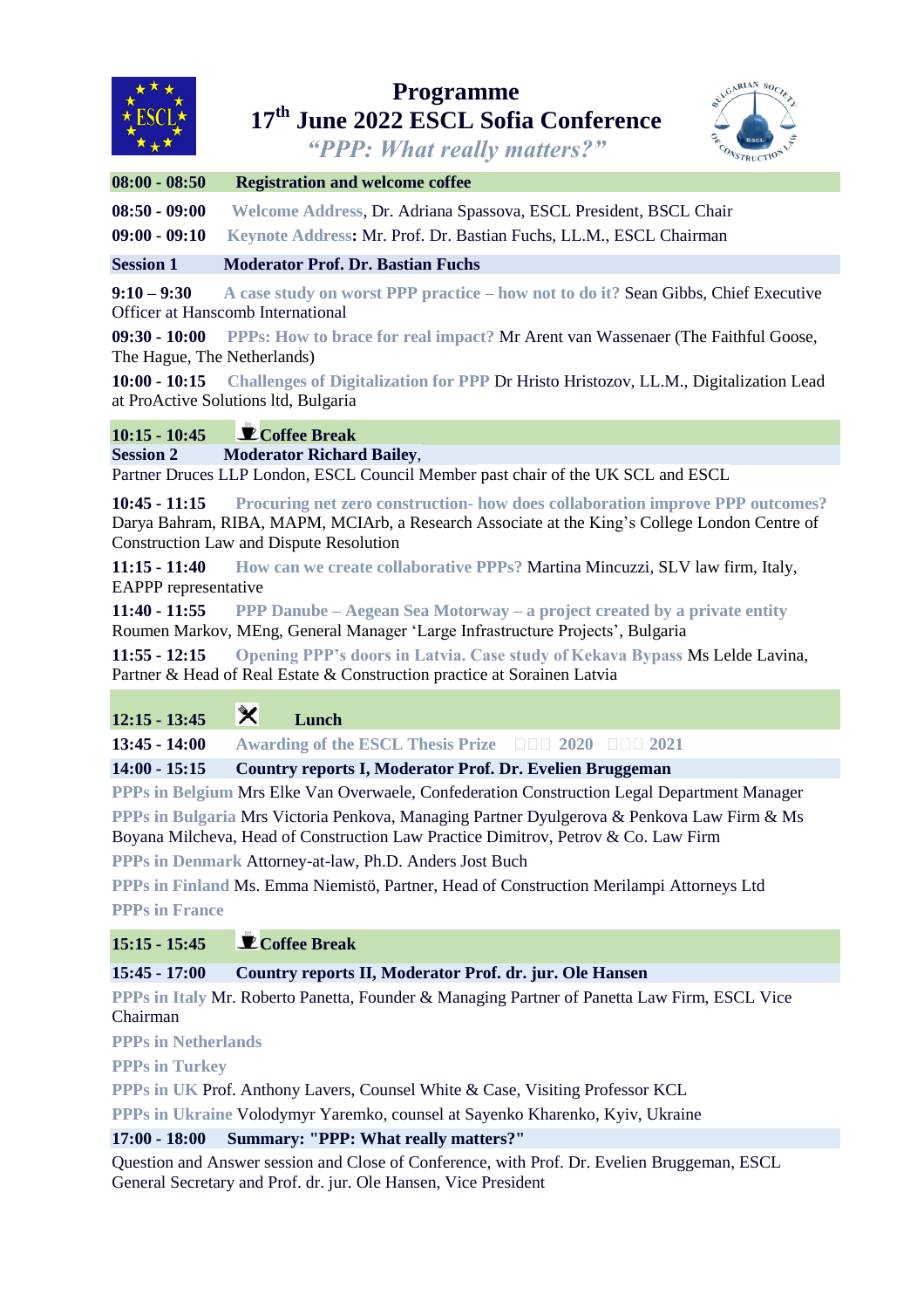# Programme
## 17th June 2022 ESCL Sofia Conference
### *"PPP: What really matters?"*

**08:00 - 08:50 Registration and welcome coffee**

**08:50 - 09:00** Welcome Address, Dr. Adriana Spassova, ESCL President, BSCL Chair

**09:00 - 09:10** Keynote Address**:** Mr. Prof. Dr. Bastian Fuchs, LL.M., ESCL Chairman

**Session 1 Moderator Prof. Dr. Bastian Fuchs**

**9:10 – 9:30** A case study on worst PPP practice – how not to do it? Sean Gibbs, Chief Executive Officer at Hanscomb International

**09:30 - 10:00** PPPs: How to brace for real impact? Mr Arent van Wassenaer (The Faithful Goose, The Hague, The Netherlands)

**10:00 - 10:15** Challenges of Digitalization for PPP Dr Hristo Hristozov, LL.M., Digitalization Lead at ProActive Solutions ltd, Bulgaria

**10:15 - 10:45 Coffee Break**

**Session 2 Moderator Richard Bailey**, Partner Druces LLP London, ESCL Council Member past chair of the UK SCL and ESCL

**10:45 - 11:15** Procuring net zero construction- how does collaboration improve PPP outcomes? Darya Bahram, RIBA, MAPM, MCIArb, a Research Associate at the King's College London Centre of Construction Law and Dispute Resolution

**11:15 - 11:40** How can we create collaborative PPPs? Martina Mincuzzi, SLV law firm, Italy, EAPPP representative

**11:40 - 11:55** PPP Danube – Aegean Sea Motorway – a project created by a private entity Roumen Markov, MEng, General Manager 'Large Infrastructure Projects', Bulgaria

**11:55 - 12:15** Opening PPP's doors in Latvia. Case study of Kekava Bypass Ms Lelde Lavina, Partner & Head of Real Estate & Construction practice at Sorainen Latvia

**12:15 - 13:45 Lunch**

**13:45 - 14:00** Awarding of the ESCL Thesis Prize 2020 2021

**14:00 - 15:15 Country reports I, Moderator Prof. Dr. Evelien Bruggeman**

PPPs in Belgium Mrs Elke Van Overwaele, Confederation Construction Legal Department Manager

PPPs in Bulgaria Mrs Victoria Penkova, Managing Partner Dyulgerova & Penkova Law Firm & Ms Boyana Milcheva, Head of Construction Law Practice Dimitrov, Petrov & Co. Law Firm

PPPs in Denmark Attorney-at-law, Ph.D. Anders Jost Buch

PPPs in Finland Ms. Emma Niemistö, Partner, Head of Construction Merilampi Attorneys Ltd

PPPs in France

**15:15 - 15:45 Coffee Break**

**15:45 - 17:00 Country reports II, Moderator Prof. dr. jur. Ole Hansen**

PPPs in Italy Mr. Roberto Panetta, Founder & Managing Partner of Panetta Law Firm, ESCL Vice Chairman

PPPs in Netherlands

PPPs in Turkey

PPPs in UK Prof. Anthony Lavers, Counsel White & Case, Visiting Professor KCL

PPPs in Ukraine Volodymyr Yaremko, counsel at Sayenko Kharenko, Kyiv, Ukraine

**17:00 - 18:00 Summary: "PPP: What really matters?"**

Question and Answer session and Close of Conference, with Prof. Dr. Evelien Bruggeman, ESCL General Secretary and Prof. dr. jur. Ole Hansen, Vice President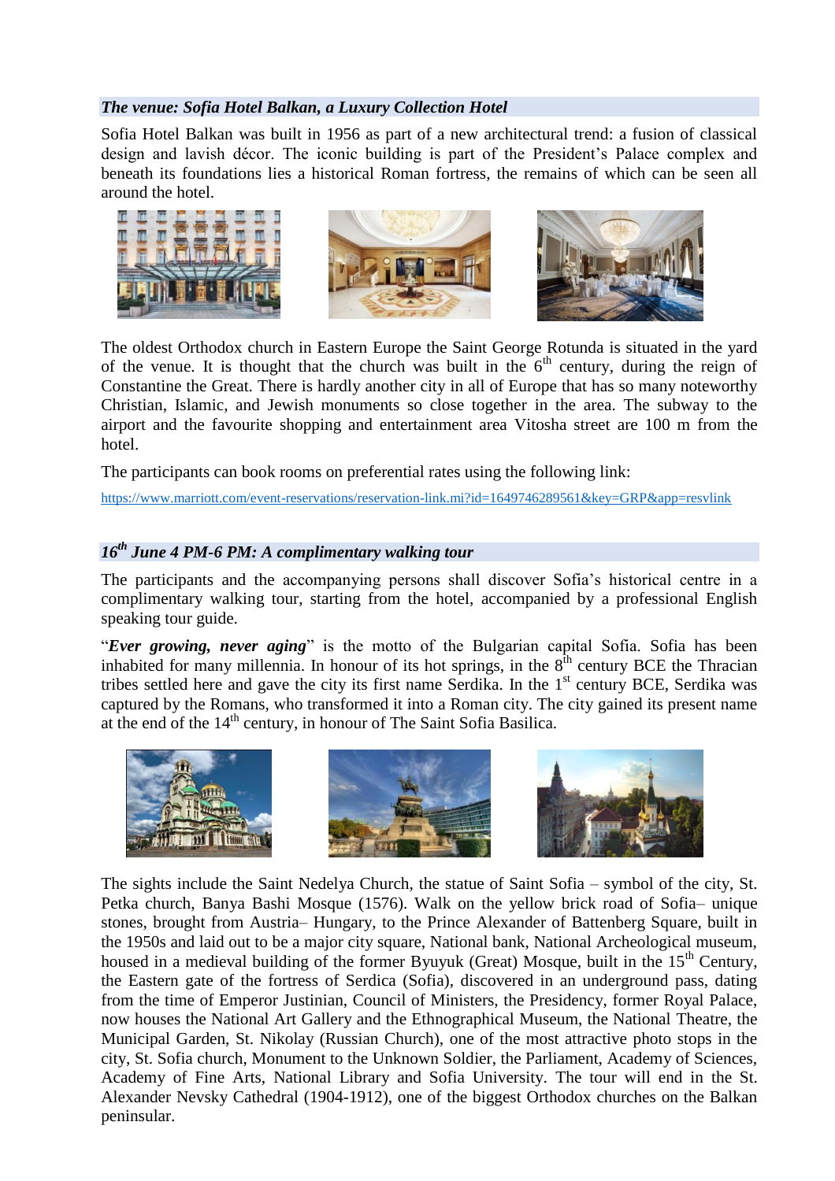### *The venue: Sofia Hotel Balkan, a Luxury Collection Hotel*

Sofia Hotel Balkan was built in 1956 as part of a new architectural trend: a fusion of classical design and lavish décor. The iconic building is part of the President's Palace complex and beneath its foundations lies a historical Roman fortress, the remains of which can be seen all around the hotel.

The oldest Orthodox church in Eastern Europe the Saint George Rotunda is situated in the yard of the venue. It is thought that the church was built in the 6th century, during the reign of Constantine the Great. There is hardly another city in all of Europe that has so many noteworthy Christian, Islamic, and Jewish monuments so close together in the area. The subway to the airport and the favourite shopping and entertainment area Vitosha street are 100 m from the hotel.

The participants can book rooms on preferential rates using the following link:

https://www.marriott.com/event-reservations/reservation-link.mi?id=1649746289561&key=GRP&app=resvlink

### *16th June 4 PM-6 PM: A complimentary walking tour*

The participants and the accompanying persons shall discover Sofia's historical centre in a complimentary walking tour, starting from the hotel, accompanied by a professional English speaking tour guide.

"***Ever growing, never aging***" is the motto of the Bulgarian capital Sofia. Sofia has been inhabited for many millennia. In honour of its hot springs, in the 8th century BCE the Thracian tribes settled here and gave the city its first name Serdika. In the 1st century BCE, Serdika was captured by the Romans, who transformed it into a Roman city. The city gained its present name at the end of the 14th century, in honour of The Saint Sofia Basilica.

The sights include the Saint Nedelya Church, the statue of Saint Sofia – symbol of the city, St. Petka church, Banya Bashi Mosque (1576). Walk on the yellow brick road of Sofia– unique stones, brought from Austria– Hungary, to the Prince Alexander of Battenberg Square, built in the 1950s and laid out to be a major city square, National bank, National Archeological museum, housed in a medieval building of the former Byuyuk (Great) Mosque, built in the 15th Century, the Eastern gate of the fortress of Serdica (Sofia), discovered in an underground pass, dating from the time of Emperor Justinian, Council of Ministers, the Presidency, former Royal Palace, now houses the National Art Gallery and the Ethnographical Museum, the National Theatre, the Municipal Garden, St. Nikolay (Russian Church), one of the most attractive photo stops in the city, St. Sofia church, Monument to the Unknown Soldier, the Parliament, Academy of Sciences, Academy of Fine Arts, National Library and Sofia University. The tour will end in the St. Alexander Nevsky Cathedral (1904-1912), one of the biggest Orthodox churches on the Balkan peninsular.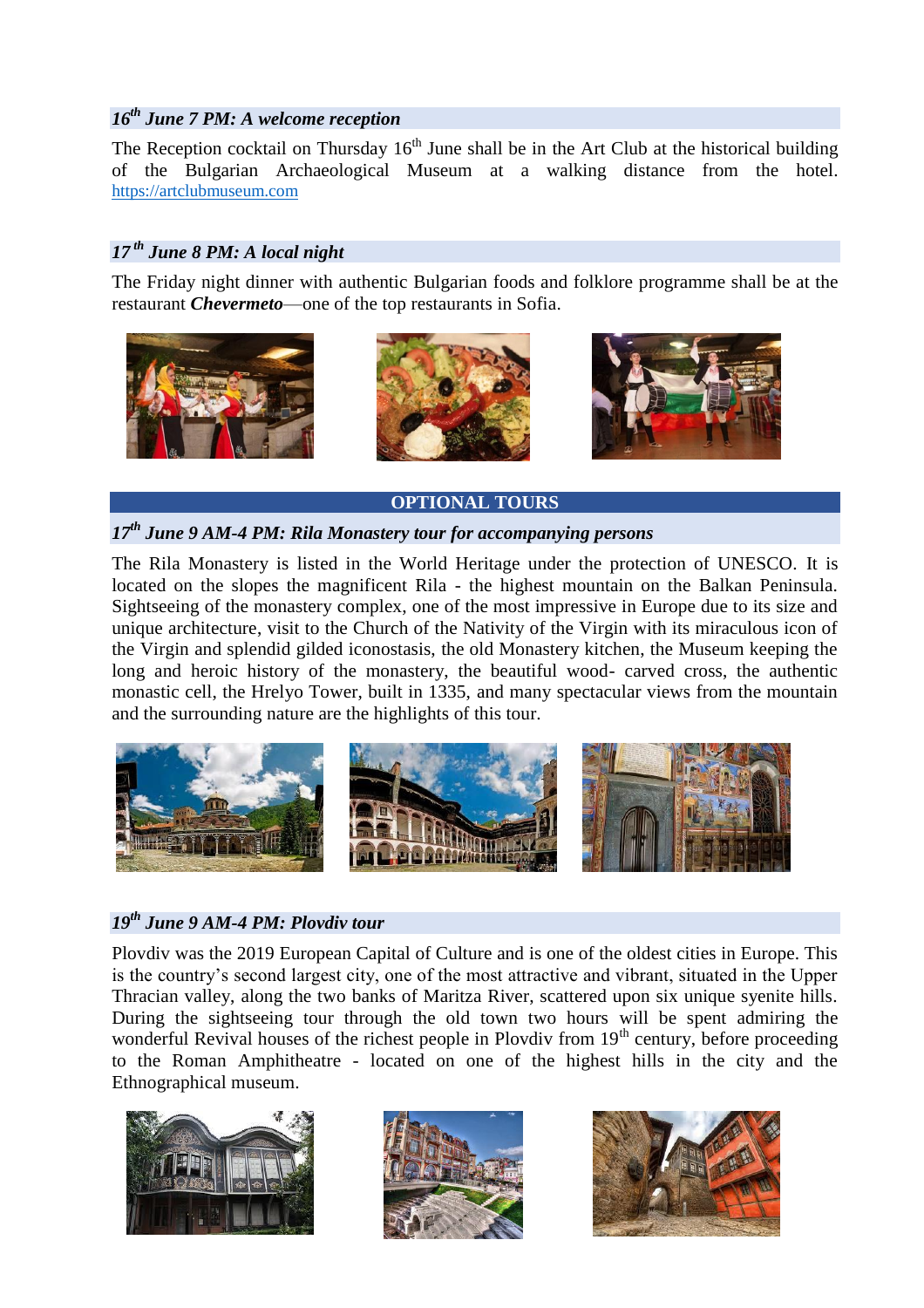### *16th June 7 PM: A welcome reception*

The Reception cocktail on Thursday 16th June shall be in the Art Club at the historical building of the Bulgarian Archaeological Museum at a walking distance from the hotel. https://artclubmuseum.com

### *17th June 8 PM: A local night*

The Friday night dinner with authentic Bulgarian foods and folklore programme shall be at the restaurant ***Chevermeto***—one of the top restaurants in Sofia.

## OPTIONAL TOURS

### *17th June 9 AM-4 PM: Rila Monastery tour for accompanying persons*

The Rila Monastery is listed in the World Heritage under the protection of UNESCO. It is located on the slopes the magnificent Rila - the highest mountain on the Balkan Peninsula. Sightseeing of the monastery complex, one of the most impressive in Europe due to its size and unique architecture, visit to the Church of the Nativity of the Virgin with its miraculous icon of the Virgin and splendid gilded iconostasis, the old Monastery kitchen, the Museum keeping the long and heroic history of the monastery, the beautiful wood- carved cross, the authentic monastic cell, the Hrelyo Tower, built in 1335, and many spectacular views from the mountain and the surrounding nature are the highlights of this tour.

### *19th June 9 AM-4 PM: Plovdiv tour*

Plovdiv was the 2019 European Capital of Culture and is one of the oldest cities in Europe. This is the country's second largest city, one of the most attractive and vibrant, situated in the Upper Thracian valley, along the two banks of Maritza River, scattered upon six unique syenite hills. During the sightseeing tour through the old town two hours will be spent admiring the wonderful Revival houses of the richest people in Plovdiv from 19th century, before proceeding to the Roman Amphitheatre - located on one of the highest hills in the city and the Ethnographical museum.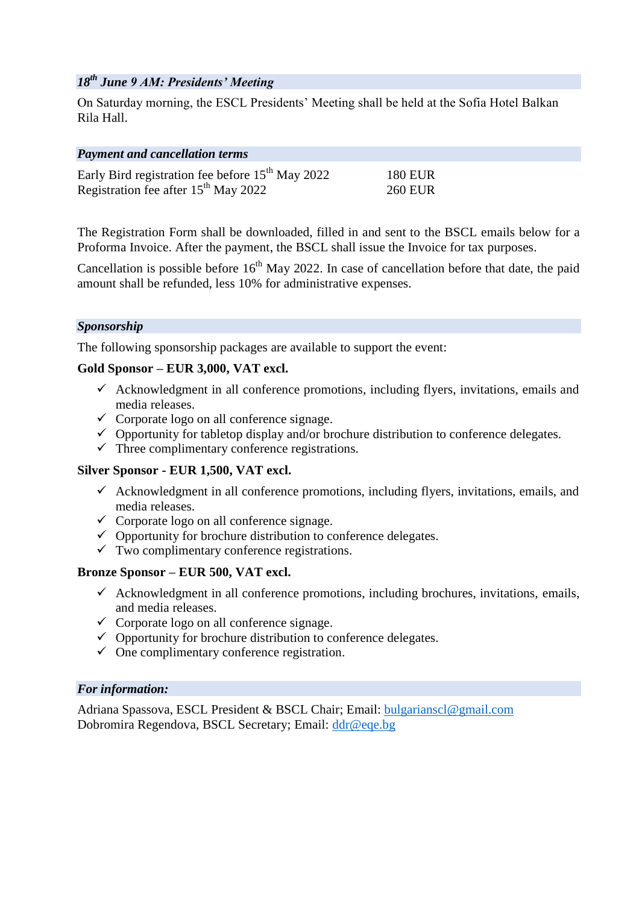### *18th June 9 AM: Presidents' Meeting*

On Saturday morning, the ESCL Presidents' Meeting shall be held at the Sofia Hotel Balkan Rila Hall.

### *Payment and cancellation terms*

| | |
|---|---|
| Early Bird registration fee before 15th May 2022 | 180 EUR |
| Registration fee after 15th May 2022 | 260 EUR |

The Registration Form shall be downloaded, filled in and sent to the BSCL emails below for a Proforma Invoice. After the payment, the BSCL shall issue the Invoice for tax purposes.

Cancellation is possible before 16th May 2022. In case of cancellation before that date, the paid amount shall be refunded, less 10% for administrative expenses.

### *Sponsorship*

The following sponsorship packages are available to support the event:

**Gold Sponsor – EUR 3,000, VAT excl.**

- ✓ Acknowledgment in all conference promotions, including flyers, invitations, emails and media releases.
- ✓ Corporate logo on all conference signage.
- ✓ Opportunity for tabletop display and/or brochure distribution to conference delegates.
- ✓ Three complimentary conference registrations.

**Silver Sponsor - EUR 1,500, VAT excl.**

- ✓ Acknowledgment in all conference promotions, including flyers, invitations, emails, and media releases.
- ✓ Corporate logo on all conference signage.
- ✓ Opportunity for brochure distribution to conference delegates.
- ✓ Two complimentary conference registrations.

**Bronze Sponsor – EUR 500, VAT excl.**

- ✓ Acknowledgment in all conference promotions, including brochures, invitations, emails, and media releases.
- ✓ Corporate logo on all conference signage.
- ✓ Opportunity for brochure distribution to conference delegates.
- ✓ One complimentary conference registration.

### *For information:*

Adriana Spassova, ESCL President & BSCL Chair; Email: bulgarianscl@gmail.com
Dobromira Regendova, BSCL Secretary; Email: ddr@eqe.bg